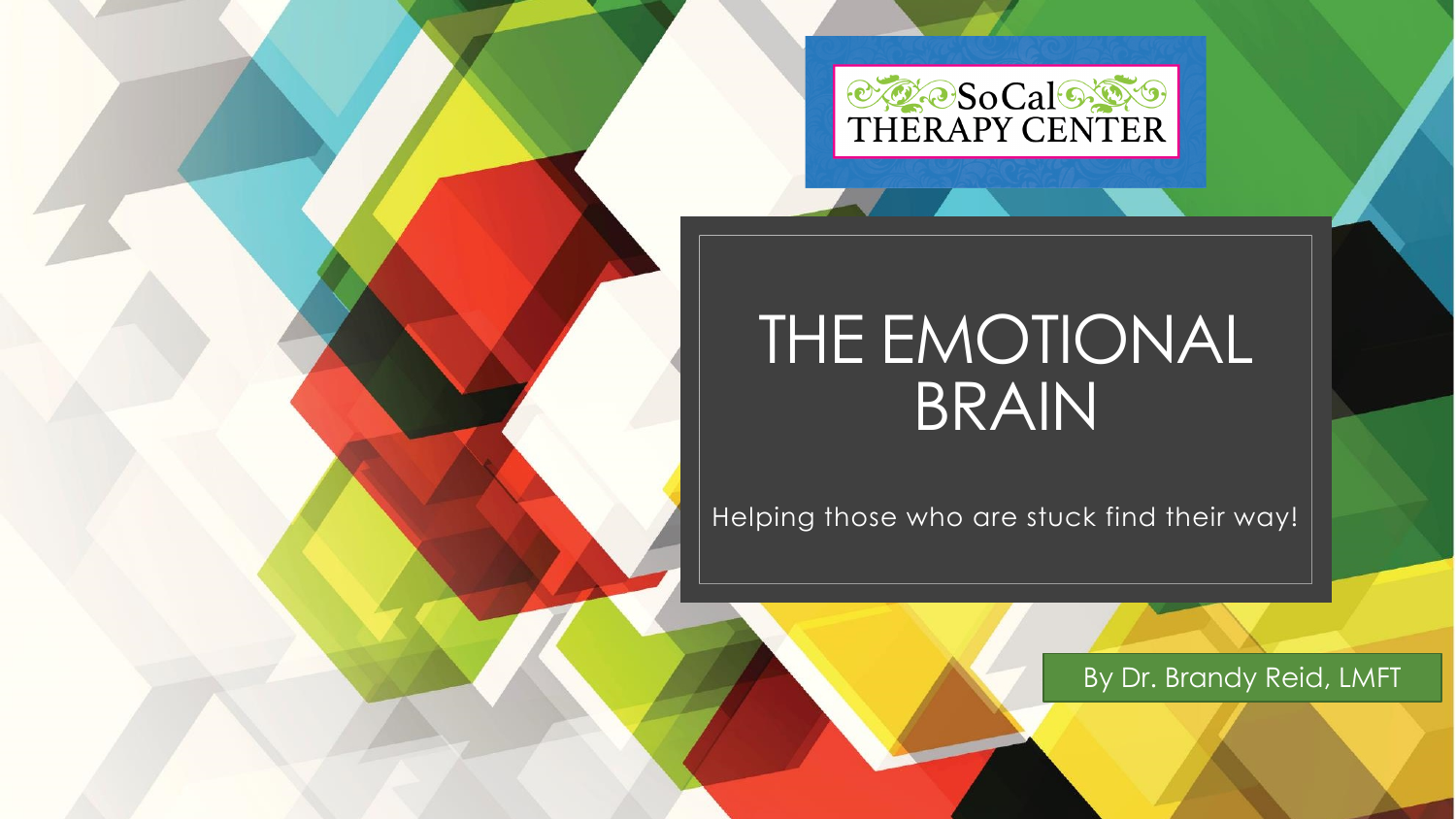SoCal THERAPY CENTER

# THE EMOTIONAL BRAIN

Helping those who are stuck find their way!

By Dr. Brandy Reid, LMFT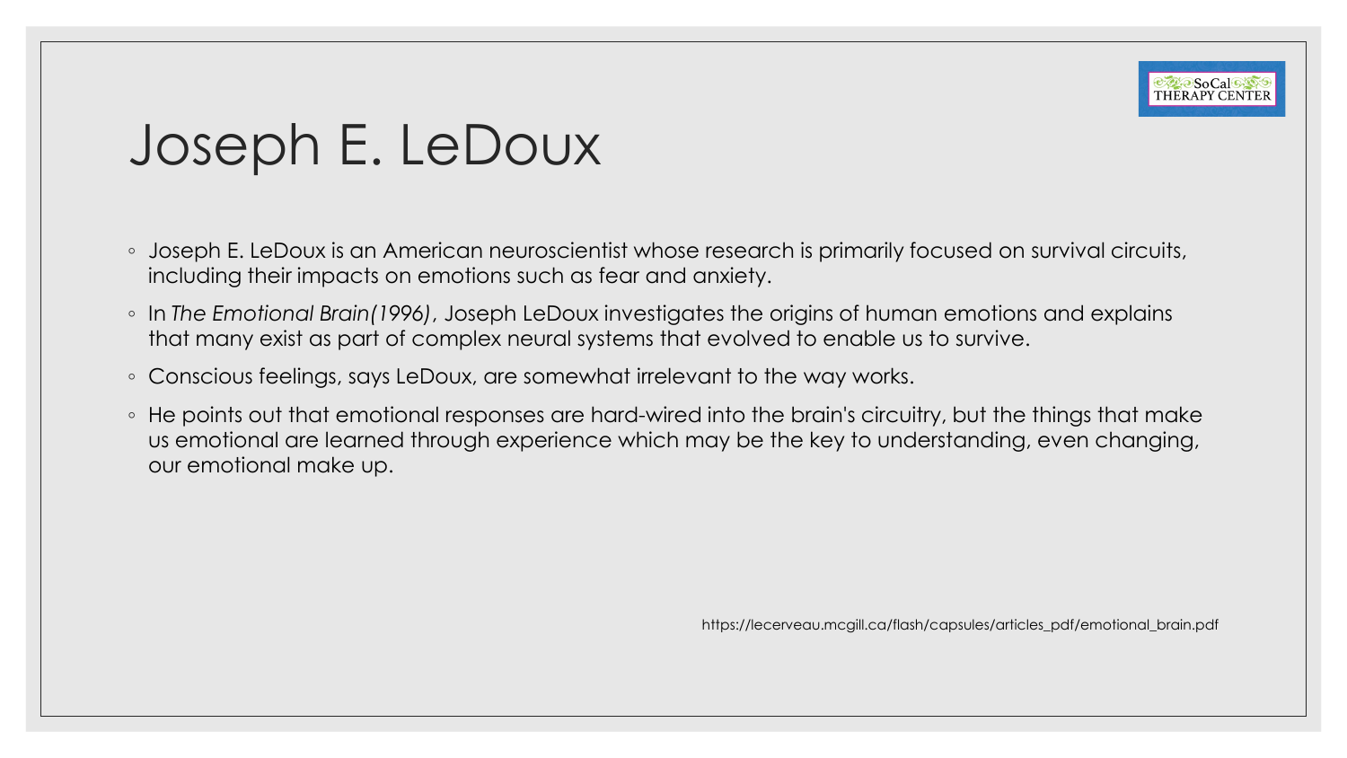# Joseph E. LeDoux

- Joseph E. LeDoux is an American neuroscientist whose research is primarily focused on survival circuits, including their impacts on emotions such as fear and anxiety.
- In *The Emotional Brain(1996)*, Joseph LeDoux investigates the origins of human emotions and explains that many exist as part of complex neural systems that evolved to enable us to survive.
- Conscious feelings, says LeDoux, are somewhat irrelevant to the way works.
- He points out that emotional responses are hard-wired into the brain's circuitry, but the things that make us emotional are learned through experience which may be the key to understanding, even changing, our emotional make up.

https://lecerveau.mcgill.ca/flash/capsules/articles_pdf/emotional_brain.pdf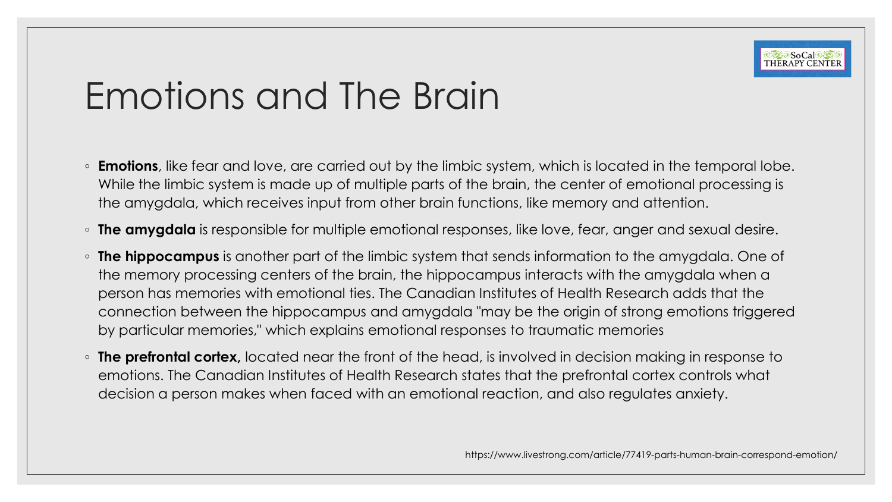# Emotions and The Brain

- **Emotions**, like fear and love, are carried out by the limbic system, which is located in the temporal lobe. While the limbic system is made up of multiple parts of the brain, the center of emotional processing is the amygdala, which receives input from other brain functions, like memory and attention.
- **The amygdala** is responsible for multiple emotional responses, like love, fear, anger and sexual desire.
- **The hippocampus** is another part of the limbic system that sends information to the amygdala. One of the memory processing centers of the brain, the hippocampus interacts with the amygdala when a person has memories with emotional ties. The Canadian Institutes of Health Research adds that the connection between the hippocampus and amygdala "may be the origin of strong emotions triggered by particular memories," which explains emotional responses to traumatic memories
- **The prefrontal cortex,** located near the front of the head, is involved in decision making in response to emotions. The Canadian Institutes of Health Research states that the prefrontal cortex controls what decision a person makes when faced with an emotional reaction, and also regulates anxiety.

https://www.livestrong.com/article/77419-parts-human-brain-correspond-emotion/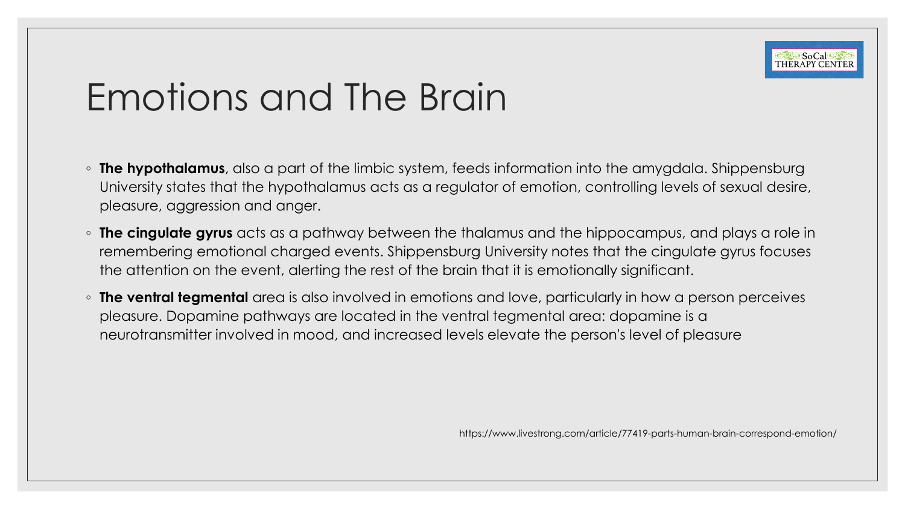# Emotions and The Brain

- **The hypothalamus**, also a part of the limbic system, feeds information into the amygdala. Shippensburg University states that the hypothalamus acts as a regulator of emotion, controlling levels of sexual desire, pleasure, aggression and anger.
- **The cingulate gyrus** acts as a pathway between the thalamus and the hippocampus, and plays a role in remembering emotional charged events. Shippensburg University notes that the cingulate gyrus focuses the attention on the event, alerting the rest of the brain that it is emotionally significant.
- **The ventral tegmental** area is also involved in emotions and love, particularly in how a person perceives pleasure. Dopamine pathways are located in the ventral tegmental area: dopamine is a neurotransmitter involved in mood, and increased levels elevate the person's level of pleasure

https://www.livestrong.com/article/77419-parts-human-brain-correspond-emotion/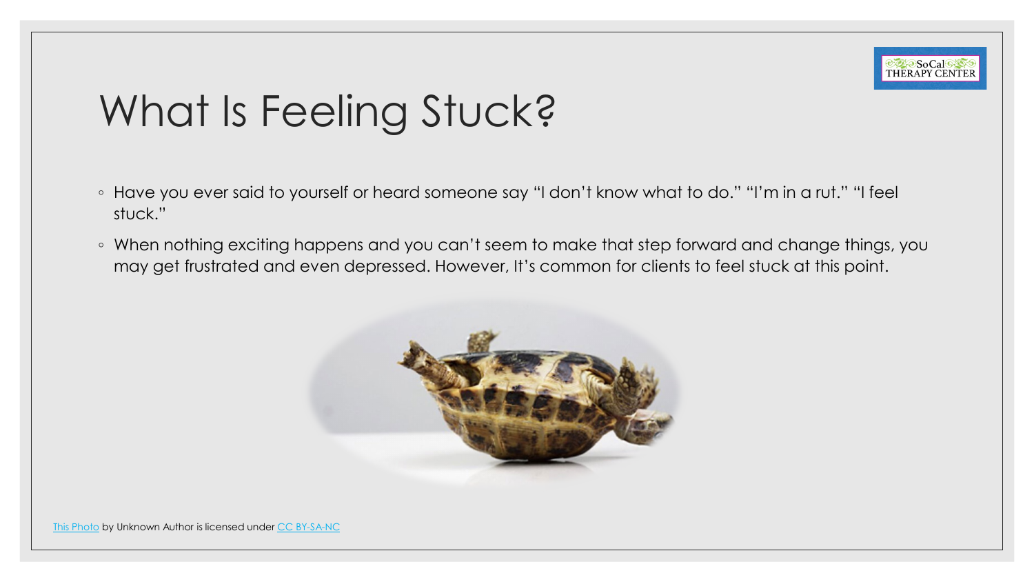# What Is Feeling Stuck?

- Have you ever said to yourself or heard someone say “I don’t know what to do.” “I’m in a rut.” “I feel stuck.”
- When nothing exciting happens and you can’t seem to make that step forward and change things, you may get frustrated and even depressed. However, It’s common for clients to feel stuck at this point.

This Photo by Unknown Author is licensed under CC BY-SA-NC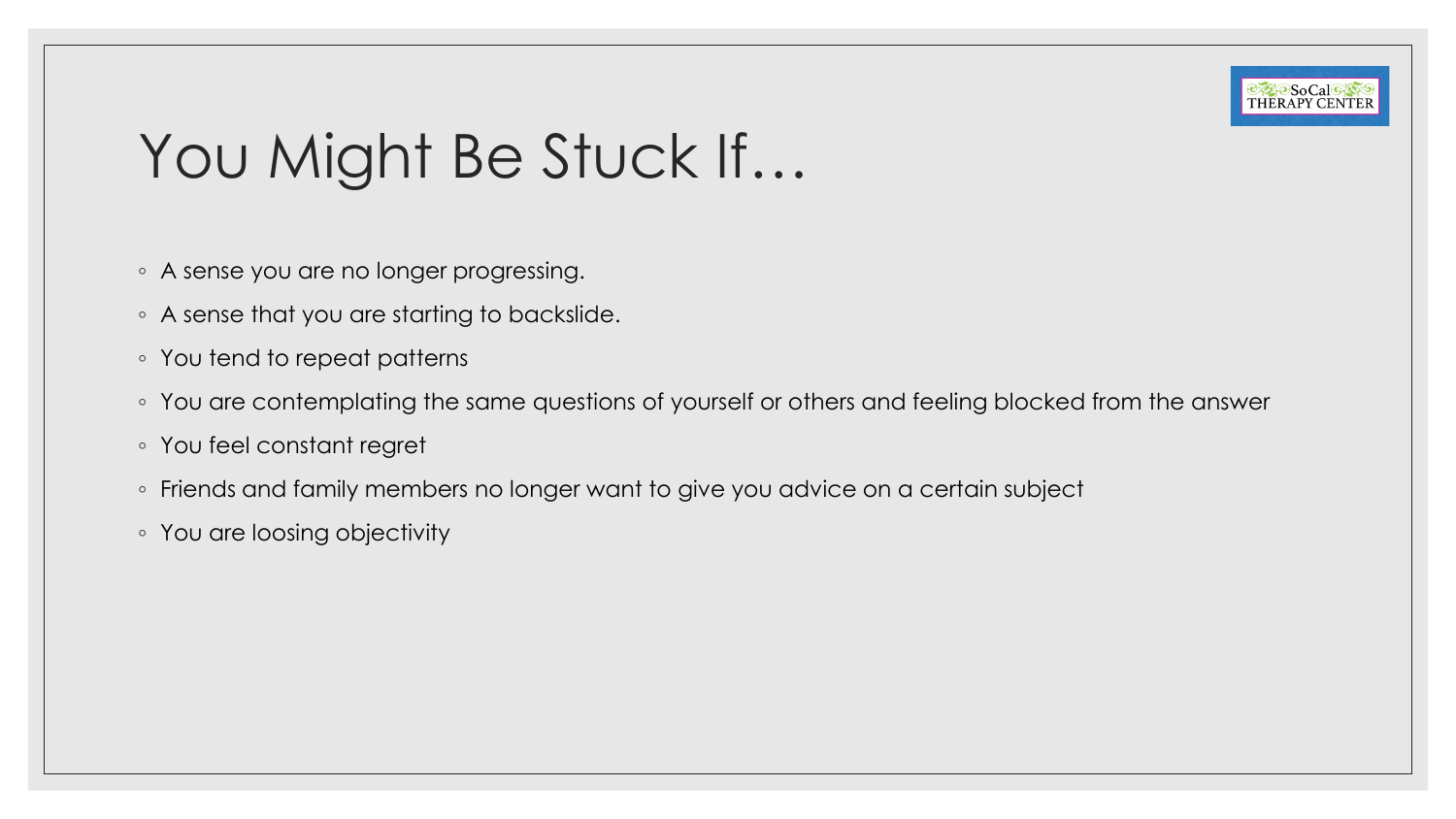# You Might Be Stuck If…

- A sense you are no longer progressing.
- A sense that you are starting to backslide.
- You tend to repeat patterns
- You are contemplating the same questions of yourself or others and feeling blocked from the answer
- You feel constant regret
- Friends and family members no longer want to give you advice on a certain subject
- You are loosing objectivity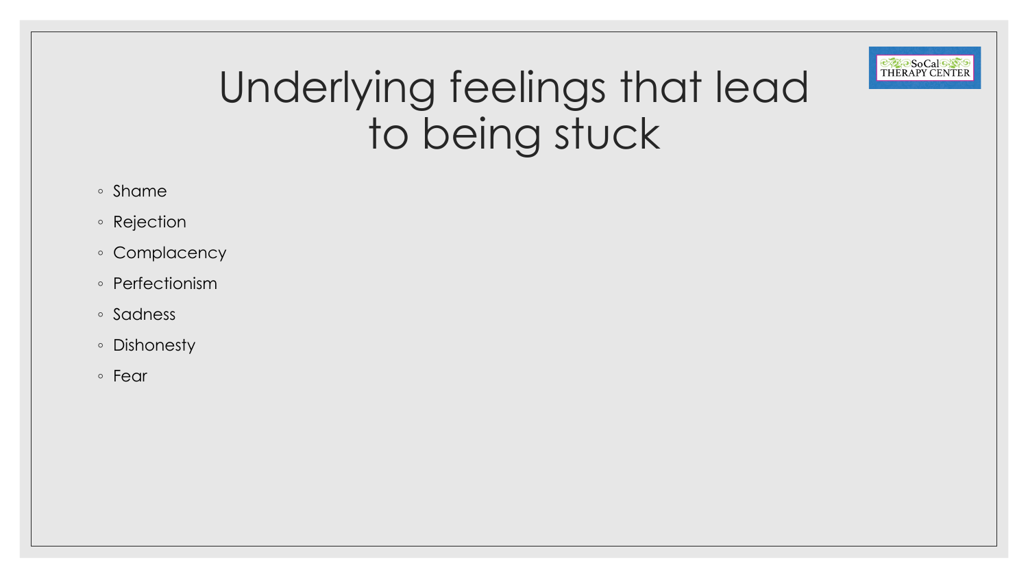# Underlying feelings that lead to being stuck

- Shame
- Rejection
- Complacency
- Perfectionism
- Sadness
- Dishonesty
- Fear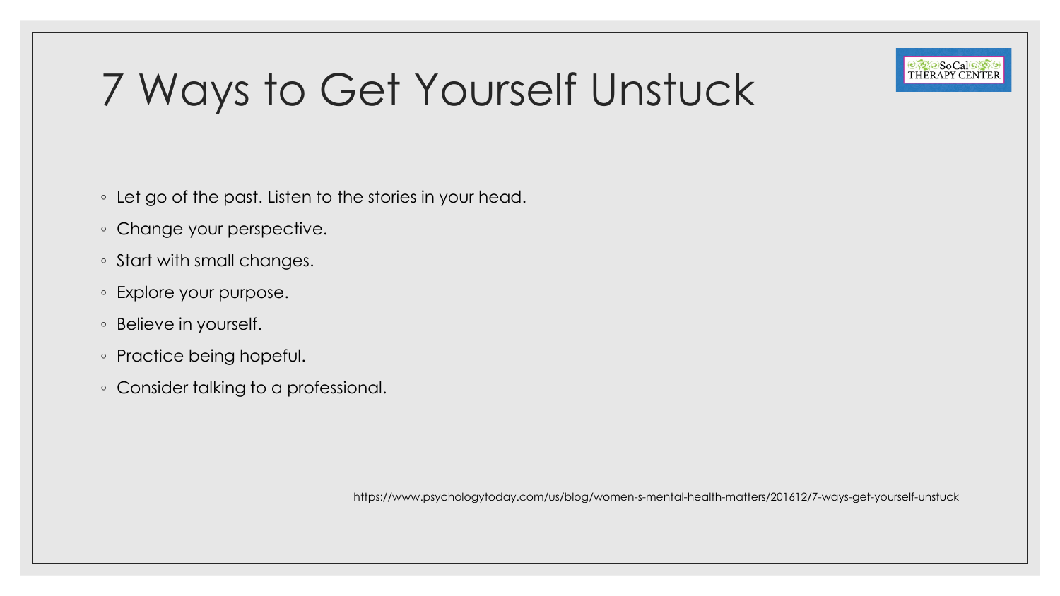# 7 Ways to Get Yourself Unstuck

- Let go of the past. Listen to the stories in your head.
- Change your perspective.
- Start with small changes.
- Explore your purpose.
- Believe in yourself.
- Practice being hopeful.
- Consider talking to a professional.

https://www.psychologytoday.com/us/blog/women-s-mental-health-matters/201612/7-ways-get-yourself-unstuck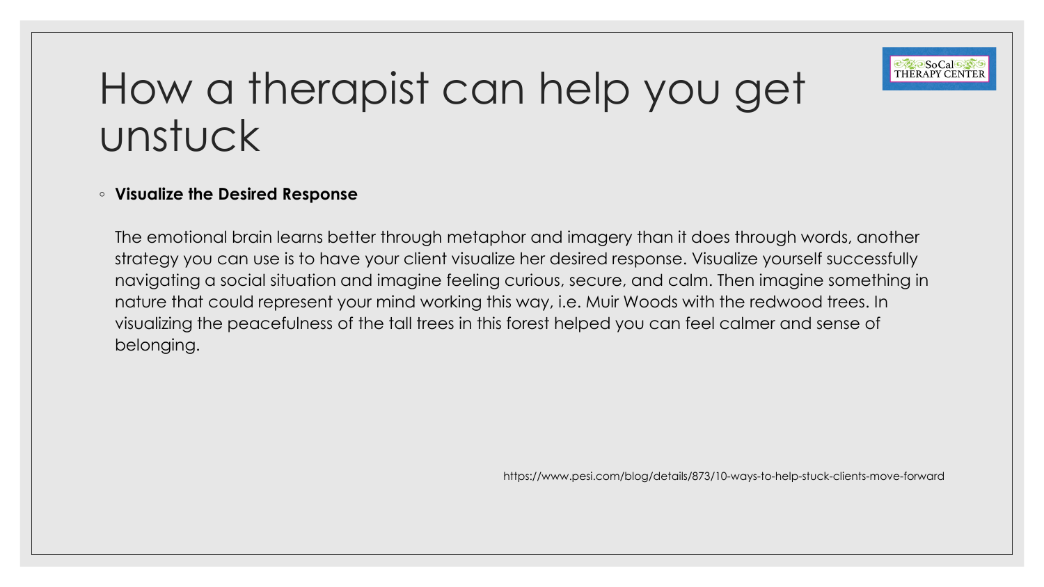# How a therapist can help you get unstuck

- **Visualize the Desired Response**

  The emotional brain learns better through metaphor and imagery than it does through words, another strategy you can use is to have your client visualize her desired response. Visualize yourself successfully navigating a social situation and imagine feeling curious, secure, and calm. Then imagine something in nature that could represent your mind working this way, i.e. Muir Woods with the redwood trees. In visualizing the peacefulness of the tall trees in this forest helped you can feel calmer and sense of belonging.

https://www.pesi.com/blog/details/873/10-ways-to-help-stuck-clients-move-forward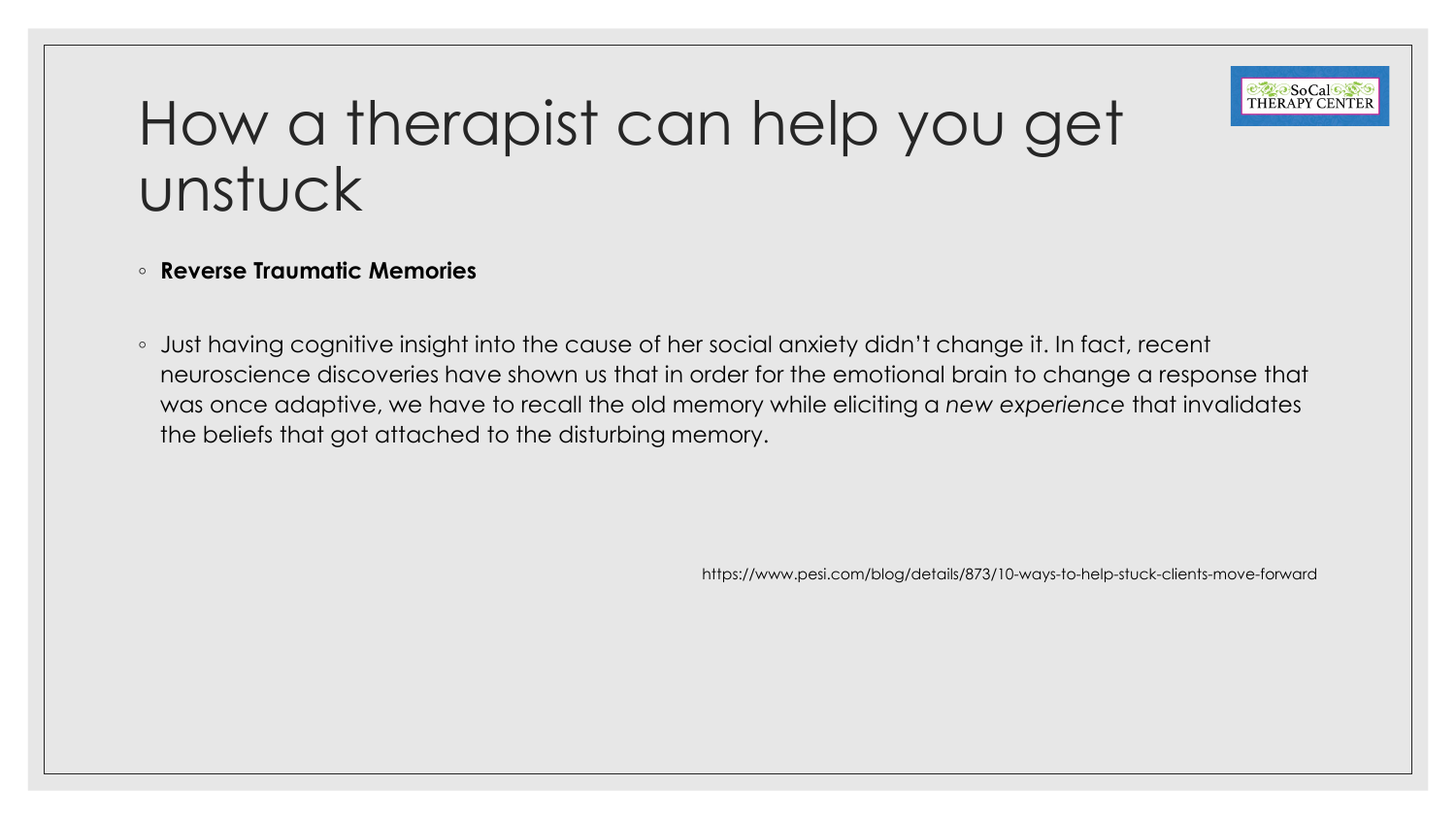# How a therapist can help you get unstuck

- **Reverse Traumatic Memories**

- Just having cognitive insight into the cause of her social anxiety didn't change it. In fact, recent neuroscience discoveries have shown us that in order for the emotional brain to change a response that was once adaptive, we have to recall the old memory while eliciting a *new experience* that invalidates the beliefs that got attached to the disturbing memory.

https://www.pesi.com/blog/details/873/10-ways-to-help-stuck-clients-move-forward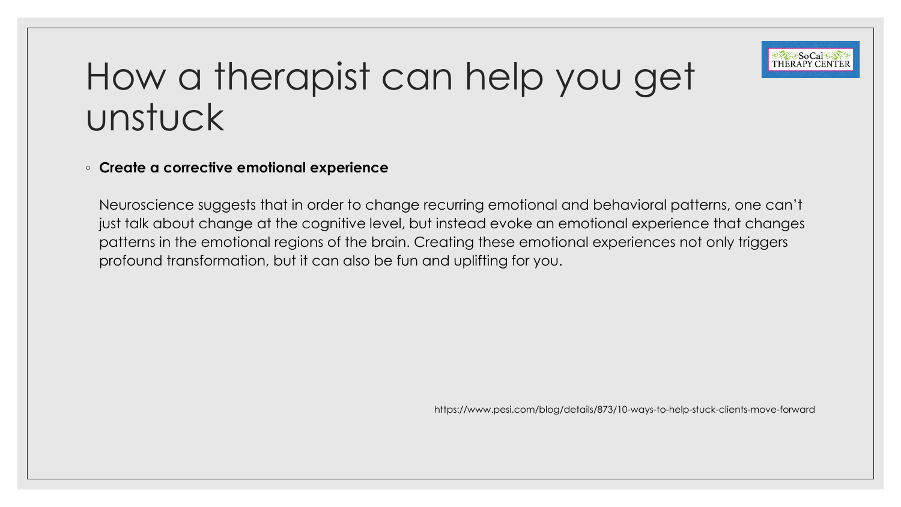# How a therapist can help you get unstuck

- **Create a corrective emotional experience**

  Neuroscience suggests that in order to change recurring emotional and behavioral patterns, one can't just talk about change at the cognitive level, but instead evoke an emotional experience that changes patterns in the emotional regions of the brain. Creating these emotional experiences not only triggers profound transformation, but it can also be fun and uplifting for you.

https://www.pesi.com/blog/details/873/10-ways-to-help-stuck-clients-move-forward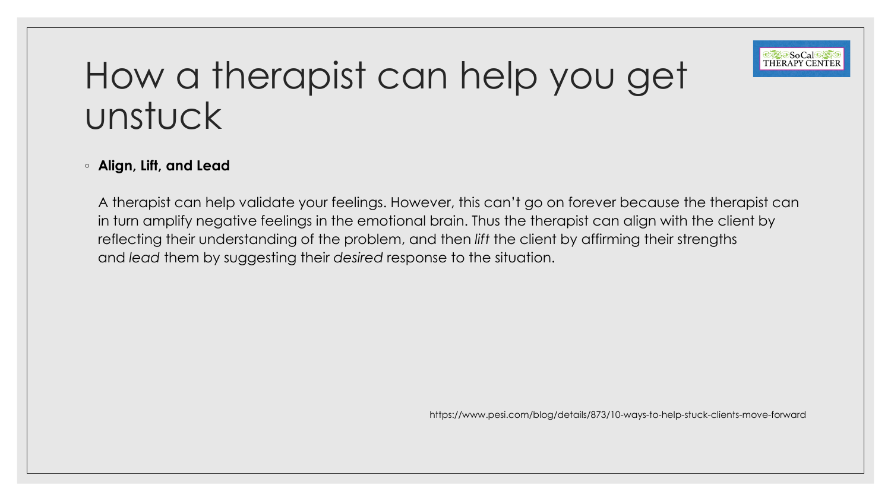# How a therapist can help you get unstuck

- **Align, Lift, and Lead**

  A therapist can help validate your feelings. However, this can't go on forever because the therapist can in turn amplify negative feelings in the emotional brain. Thus the therapist can align with the client by reflecting their understanding of the problem, and then *lift* the client by affirming their strengths and *lead* them by suggesting their *desired* response to the situation.

https://www.pesi.com/blog/details/873/10-ways-to-help-stuck-clients-move-forward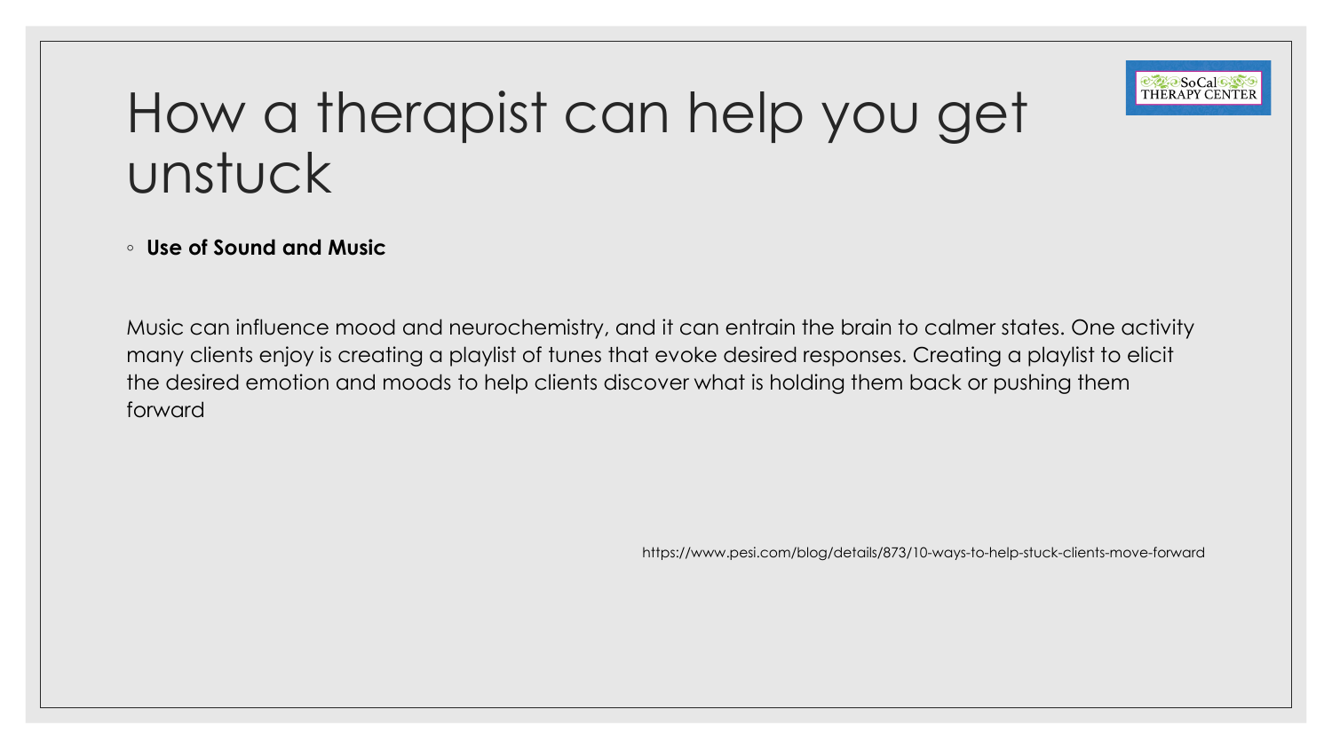# How a therapist can help you get unstuck

- **Use of Sound and Music**

Music can influence mood and neurochemistry, and it can entrain the brain to calmer states. One activity many clients enjoy is creating a playlist of tunes that evoke desired responses. Creating a playlist to elicit the desired emotion and moods to help clients discover what is holding them back or pushing them forward

https://www.pesi.com/blog/details/873/10-ways-to-help-stuck-clients-move-forward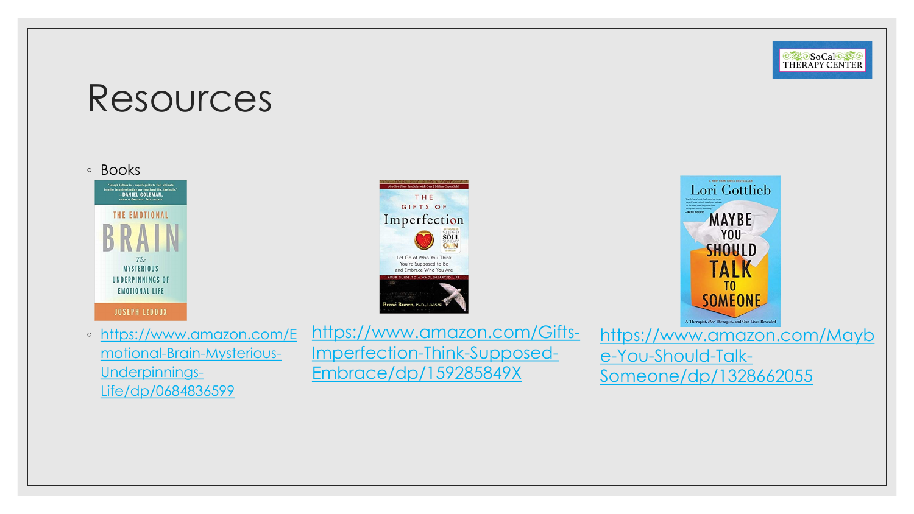# Resources

- Books
- https://www.amazon.com/Emotional-Brain-Mysterious-Underpinnings-Life/dp/0684836599

https://www.amazon.com/Gifts-Imperfection-Think-Supposed-Embrace/dp/159285849X

https://www.amazon.com/Maybe-You-Should-Talk-Someone/dp/1328662055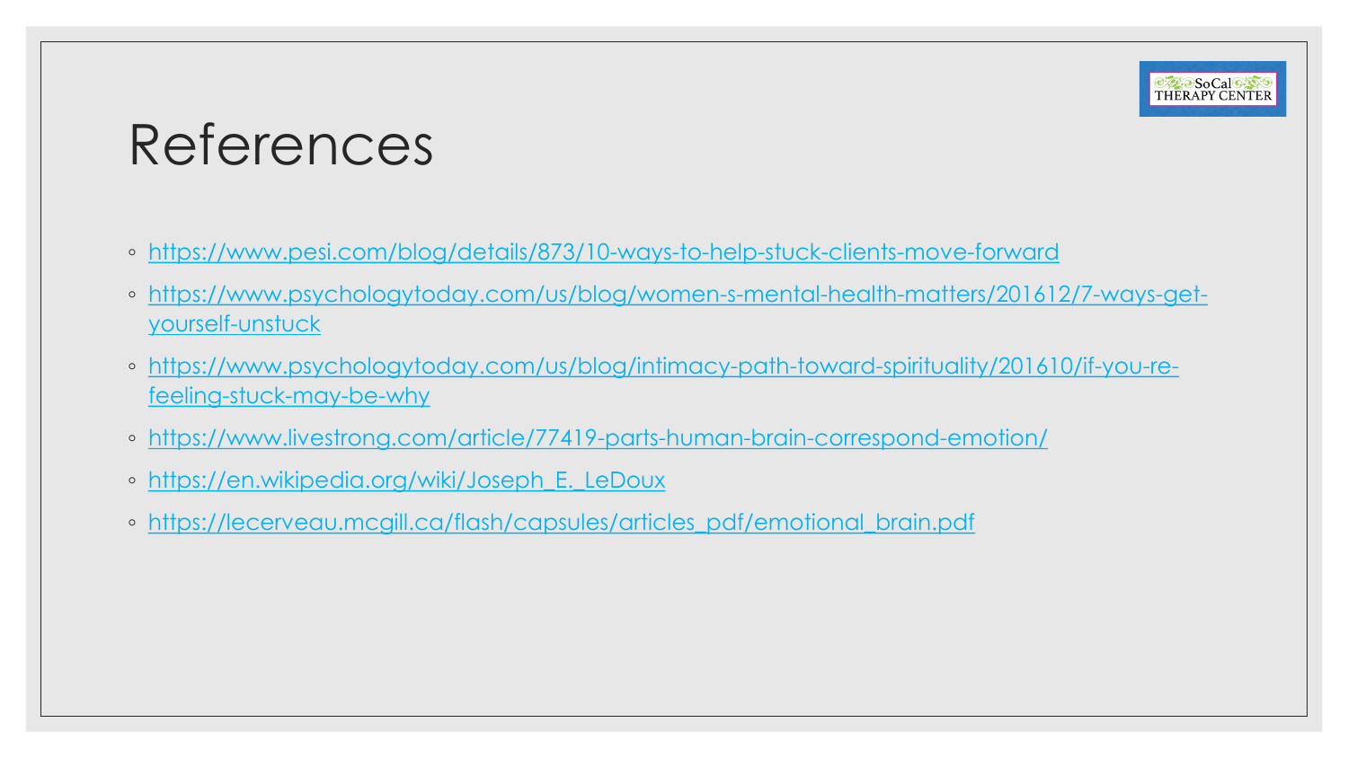# References

- https://www.pesi.com/blog/details/873/10-ways-to-help-stuck-clients-move-forward
- https://www.psychologytoday.com/us/blog/women-s-mental-health-matters/201612/7-ways-get-yourself-unstuck
- https://www.psychologytoday.com/us/blog/intimacy-path-toward-spirituality/201610/if-you-re-feeling-stuck-may-be-why
- https://www.livestrong.com/article/77419-parts-human-brain-correspond-emotion/
- https://en.wikipedia.org/wiki/Joseph_E._LeDoux
- https://lecerveau.mcgill.ca/flash/capsules/articles_pdf/emotional_brain.pdf